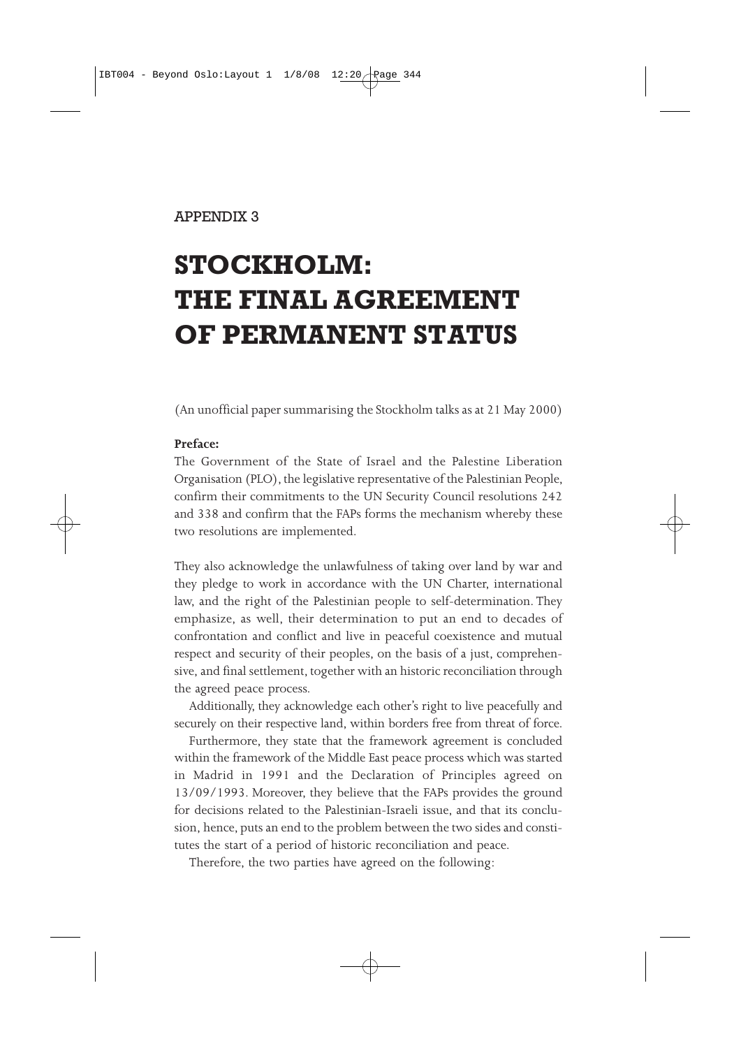APPENDIX 3

# STOCKHOLM: THE FINAL AGREEMENT OF PERMANENT STATUS

(An unofficial paper summarising the Stockholm talks as at 21 May 2000)

**Preface:**

The Government of the State of Israel and the Palestine Liberation Organisation (PLO), the legislative representative of the Palestinian People, confirm their commitments to the UN Security Council resolutions 242 and 338 and confirm that the FAPs forms the mechanism whereby these two resolutions are implemented.

They also acknowledge the unlawfulness of taking over land by war and they pledge to work in accordance with the UN Charter, international law, and the right of the Palestinian people to self-determination. They emphasize, as well, their determination to put an end to decades of confrontation and conflict and live in peaceful coexistence and mutual respect and security of their peoples, on the basis of a just, comprehensive, and final settlement, together with an historic reconciliation through the agreed peace process.

Additionally, they acknowledge each other's right to live peacefully and securely on their respective land, within borders free from threat of force.

Furthermore, they state that the framework agreement is concluded within the framework of the Middle East peace process which was started in Madrid in 1991 and the Declaration of Principles agreed on 13/09/1993. Moreover, they believe that the FAPs provides the ground for decisions related to the Palestinian-Israeli issue, and that its conclusion, hence, puts an end to the problem between the two sides and constitutes the start of a period of historic reconciliation and peace.

Therefore, the two parties have agreed on the following: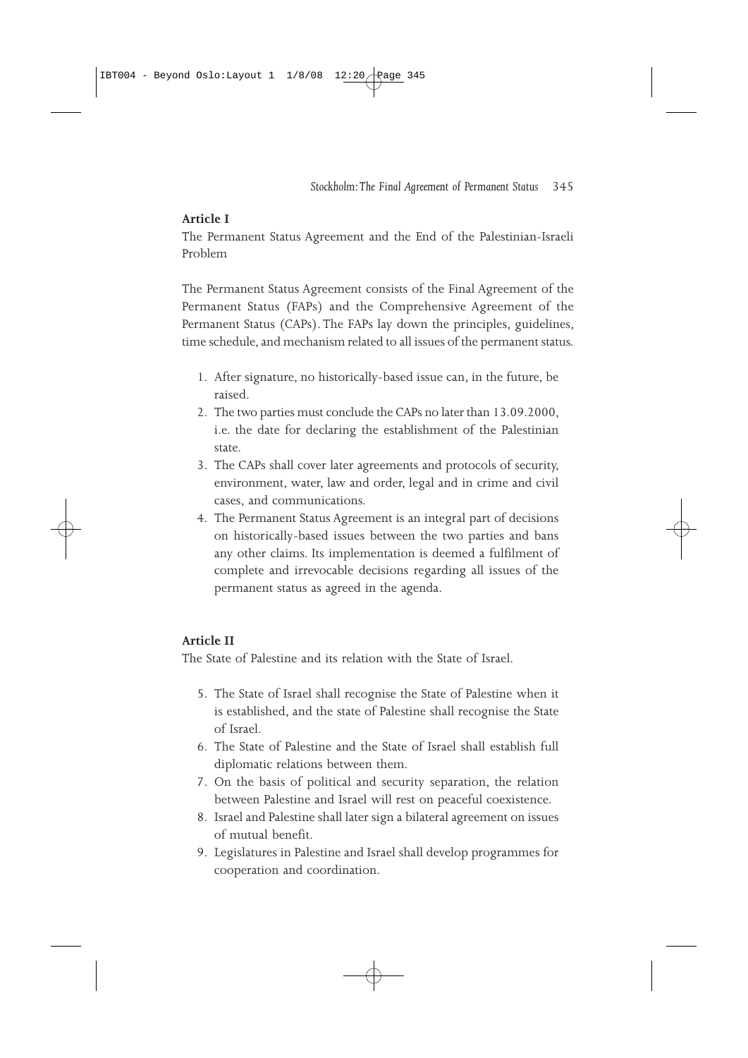**Article I**

The Permanent Status Agreement and the End of the Palestinian-Israeli Problem

The Permanent Status Agreement consists of the Final Agreement of the Permanent Status (FAPs) and the Comprehensive Agreement of the Permanent Status (CAPs). The FAPs lay down the principles, guidelines, time schedule, and mechanism related to all issues of the permanent status.

1. After signature, no historically-based issue can, in the future, be raised.
2. The two parties must conclude the CAPs no later than 13.09.2000, i.e. the date for declaring the establishment of the Palestinian state.
3. The CAPs shall cover later agreements and protocols of security, environment, water, law and order, legal and in crime and civil cases, and communications.
4. The Permanent Status Agreement is an integral part of decisions on historically-based issues between the two parties and bans any other claims. Its implementation is deemed a fulfilment of complete and irrevocable decisions regarding all issues of the permanent status as agreed in the agenda.

**Article II**

The State of Palestine and its relation with the State of Israel.

5. The State of Israel shall recognise the State of Palestine when it is established, and the state of Palestine shall recognise the State of Israel.
6. The State of Palestine and the State of Israel shall establish full diplomatic relations between them.
7. On the basis of political and security separation, the relation between Palestine and Israel will rest on peaceful coexistence.
8. Israel and Palestine shall later sign a bilateral agreement on issues of mutual benefit.
9. Legislatures in Palestine and Israel shall develop programmes for cooperation and coordination.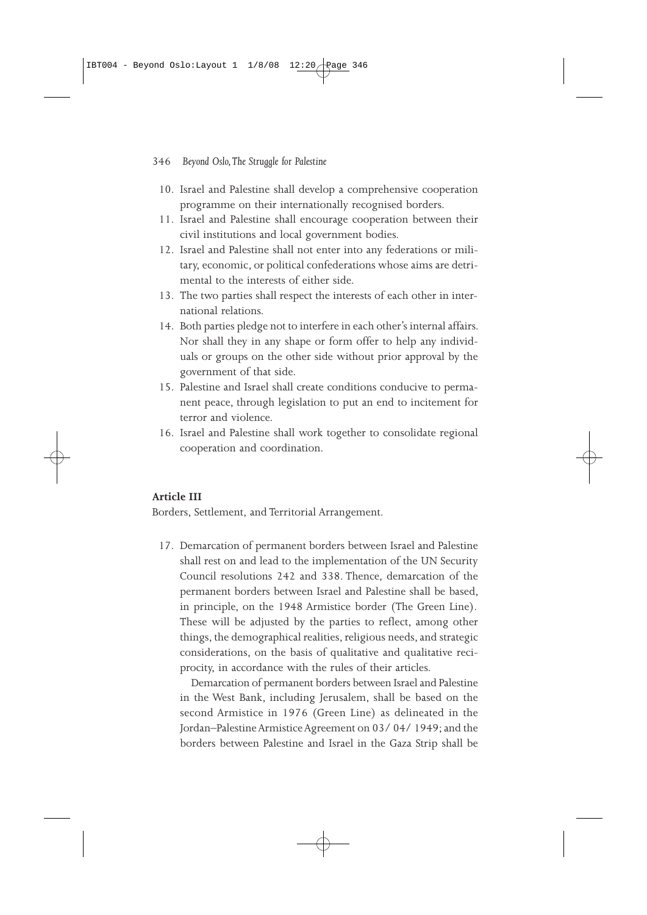10. Israel and Palestine shall develop a comprehensive cooperation programme on their internationally recognised borders.
11. Israel and Palestine shall encourage cooperation between their civil institutions and local government bodies.
12. Israel and Palestine shall not enter into any federations or military, economic, or political confederations whose aims are detrimental to the interests of either side.
13. The two parties shall respect the interests of each other in international relations.
14. Both parties pledge not to interfere in each other's internal affairs. Nor shall they in any shape or form offer to help any individuals or groups on the other side without prior approval by the government of that side.
15. Palestine and Israel shall create conditions conducive to permanent peace, through legislation to put an end to incitement for terror and violence.
16. Israel and Palestine shall work together to consolidate regional cooperation and coordination.

**Article III**

Borders, Settlement, and Territorial Arrangement.

17. Demarcation of permanent borders between Israel and Palestine shall rest on and lead to the implementation of the UN Security Council resolutions 242 and 338. Thence, demarcation of the permanent borders between Israel and Palestine shall be based, in principle, on the 1948 Armistice border (The Green Line). These will be adjusted by the parties to reflect, among other things, the demographical realities, religious needs, and strategic considerations, on the basis of qualitative and qualitative reciprocity, in accordance with the rules of their articles.

    Demarcation of permanent borders between Israel and Palestine in the West Bank, including Jerusalem, shall be based on the second Armistice in 1976 (Green Line) as delineated in the Jordan–Palestine Armistice Agreement on 03/ 04/ 1949; and the borders between Palestine and Israel in the Gaza Strip shall be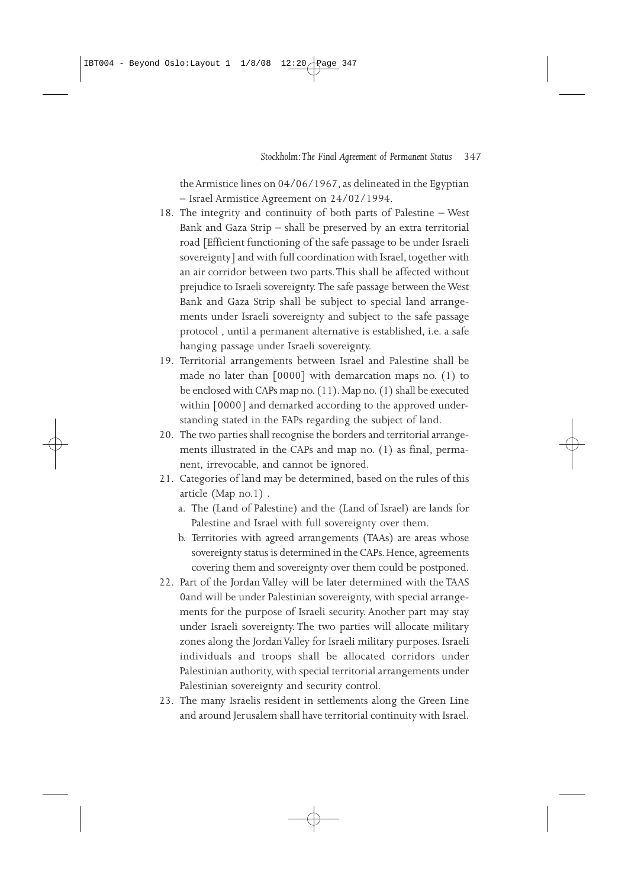the Armistice lines on 04/06/1967, as delineated in the Egyptian – Israel Armistice Agreement on 24/02/1994.

18. The integrity and continuity of both parts of Palestine – West Bank and Gaza Strip – shall be preserved by an extra territorial road [Efficient functioning of the safe passage to be under Israeli sovereignty] and with full coordination with Israel, together with an air corridor between two parts. This shall be affected without prejudice to Israeli sovereignty. The safe passage between the West Bank and Gaza Strip shall be subject to special land arrangements under Israeli sovereignty and subject to the safe passage protocol , until a permanent alternative is established, i.e. a safe hanging passage under Israeli sovereignty.
19. Territorial arrangements between Israel and Palestine shall be made no later than [0000] with demarcation maps no. (1) to be enclosed with CAPs map no. (11). Map no. (1) shall be executed within [0000] and demarked according to the approved understanding stated in the FAPs regarding the subject of land.
20. The two parties shall recognise the borders and territorial arrangements illustrated in the CAPs and map no. (1) as final, permanent, irrevocable, and cannot be ignored.
21. Categories of land may be determined, based on the rules of this article (Map no.1) .
    a. The (Land of Palestine) and the (Land of Israel) are lands for Palestine and Israel with full sovereignty over them.
    b. Territories with agreed arrangements (TAAs) are areas whose sovereignty status is determined in the CAPs. Hence, agreements covering them and sovereignty over them could be postponed.
22. Part of the Jordan Valley will be later determined with the TAAS 0and will be under Palestinian sovereignty, with special arrangements for the purpose of Israeli security. Another part may stay under Israeli sovereignty. The two parties will allocate military zones along the Jordan Valley for Israeli military purposes. Israeli individuals and troops shall be allocated corridors under Palestinian authority, with special territorial arrangements under Palestinian sovereignty and security control.
23. The many Israelis resident in settlements along the Green Line and around Jerusalem shall have territorial continuity with Israel.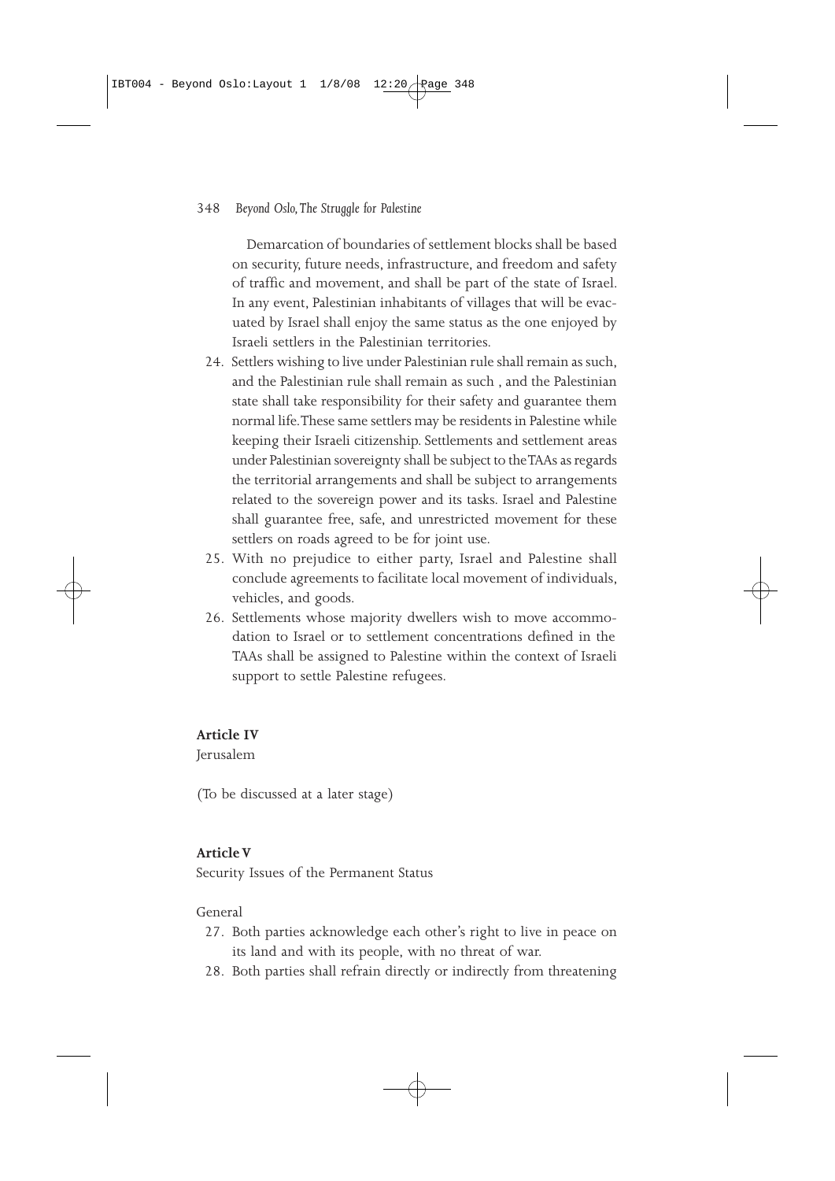Demarcation of boundaries of settlement blocks shall be based on security, future needs, infrastructure, and freedom and safety of traffic and movement, and shall be part of the state of Israel. In any event, Palestinian inhabitants of villages that will be evacuated by Israel shall enjoy the same status as the one enjoyed by Israeli settlers in the Palestinian territories.

24. Settlers wishing to live under Palestinian rule shall remain as such, and the Palestinian rule shall remain as such , and the Palestinian state shall take responsibility for their safety and guarantee them normal life. These same settlers may be residents in Palestine while keeping their Israeli citizenship. Settlements and settlement areas under Palestinian sovereignty shall be subject to the TAAs as regards the territorial arrangements and shall be subject to arrangements related to the sovereign power and its tasks. Israel and Palestine shall guarantee free, safe, and unrestricted movement for these settlers on roads agreed to be for joint use.
25. With no prejudice to either party, Israel and Palestine shall conclude agreements to facilitate local movement of individuals, vehicles, and goods.
26. Settlements whose majority dwellers wish to move accommodation to Israel or to settlement concentrations defined in the TAAs shall be assigned to Palestine within the context of Israeli support to settle Palestine refugees.

**Article IV**

Jerusalem

(To be discussed at a later stage)

**Article V**

Security Issues of the Permanent Status

General

27. Both parties acknowledge each other's right to live in peace on its land and with its people, with no threat of war.
28. Both parties shall refrain directly or indirectly from threatening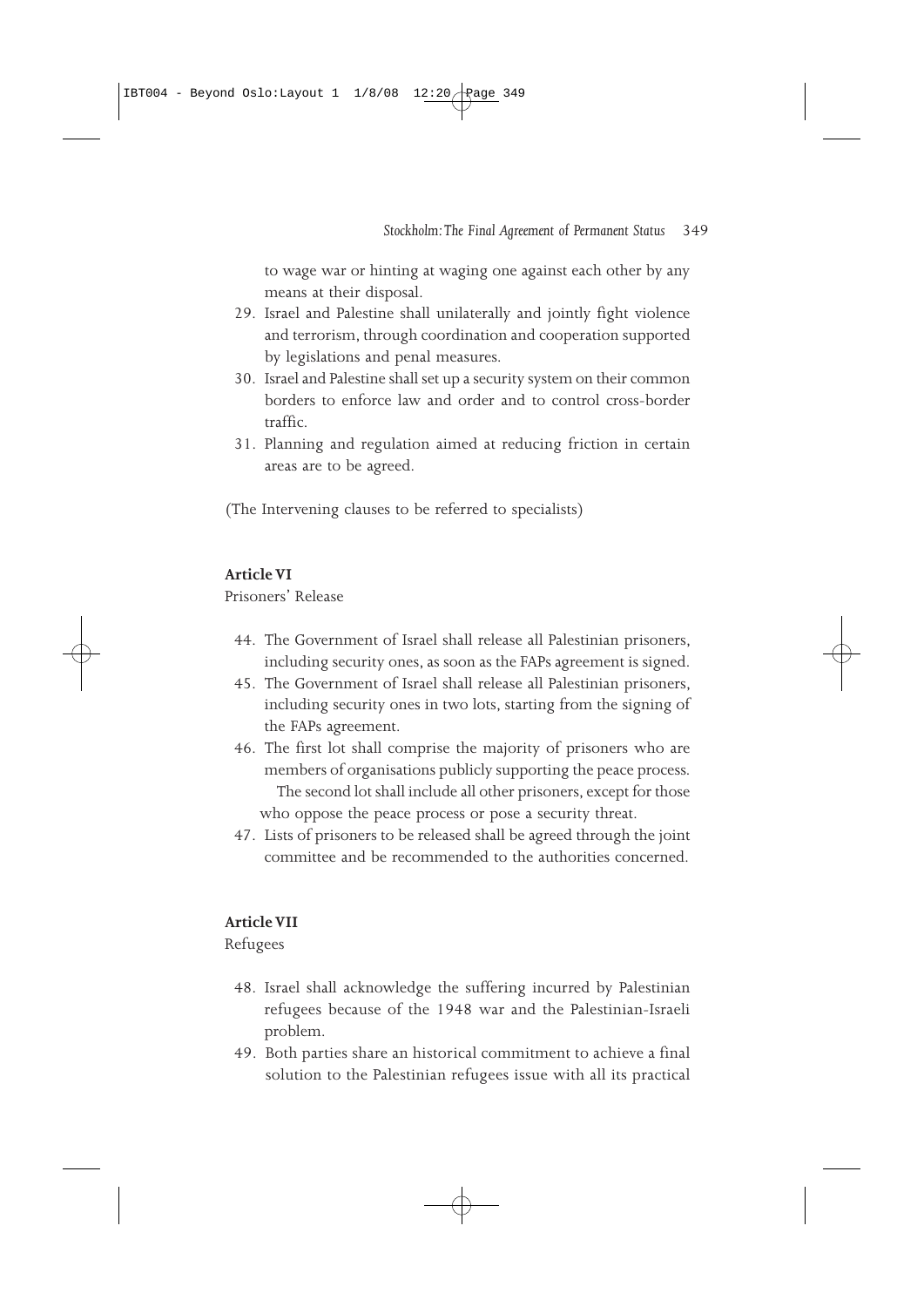to wage war or hinting at waging one against each other by any means at their disposal.

29. Israel and Palestine shall unilaterally and jointly fight violence and terrorism, through coordination and cooperation supported by legislations and penal measures.
30. Israel and Palestine shall set up a security system on their common borders to enforce law and order and to control cross-border traffic.
31. Planning and regulation aimed at reducing friction in certain areas are to be agreed.

(The Intervening clauses to be referred to specialists)

**Article VI**

Prisoners' Release

44. The Government of Israel shall release all Palestinian prisoners, including security ones, as soon as the FAPs agreement is signed.
45. The Government of Israel shall release all Palestinian prisoners, including security ones in two lots, starting from the signing of the FAPs agreement.
46. The first lot shall comprise the majority of prisoners who are members of organisations publicly supporting the peace process.
    The second lot shall include all other prisoners, except for those who oppose the peace process or pose a security threat.
47. Lists of prisoners to be released shall be agreed through the joint committee and be recommended to the authorities concerned.

**Article VII**

Refugees

48. Israel shall acknowledge the suffering incurred by Palestinian refugees because of the 1948 war and the Palestinian-Israeli problem.
49. Both parties share an historical commitment to achieve a final solution to the Palestinian refugees issue with all its practical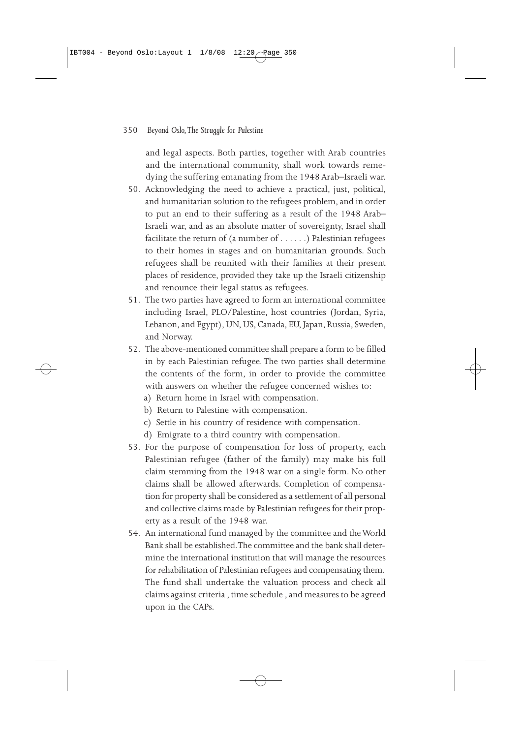and legal aspects. Both parties, together with Arab countries and the international community, shall work towards remedying the suffering emanating from the 1948 Arab–Israeli war.

50. Acknowledging the need to achieve a practical, just, political, and humanitarian solution to the refugees problem, and in order to put an end to their suffering as a result of the 1948 Arab–Israeli war, and as an absolute matter of sovereignty, Israel shall facilitate the return of (a number of . . . . . .) Palestinian refugees to their homes in stages and on humanitarian grounds. Such refugees shall be reunited with their families at their present places of residence, provided they take up the Israeli citizenship and renounce their legal status as refugees.
51. The two parties have agreed to form an international committee including Israel, PLO/Palestine, host countries (Jordan, Syria, Lebanon, and Egypt), UN, US, Canada, EU, Japan, Russia, Sweden, and Norway.
52. The above-mentioned committee shall prepare a form to be filled in by each Palestinian refugee. The two parties shall determine the contents of the form, in order to provide the committee with answers on whether the refugee concerned wishes to:
    a) Return home in Israel with compensation.
    b) Return to Palestine with compensation.
    c) Settle in his country of residence with compensation.
    d) Emigrate to a third country with compensation.
53. For the purpose of compensation for loss of property, each Palestinian refugee (father of the family) may make his full claim stemming from the 1948 war on a single form. No other claims shall be allowed afterwards. Completion of compensation for property shall be considered as a settlement of all personal and collective claims made by Palestinian refugees for their property as a result of the 1948 war.
54. An international fund managed by the committee and the World Bank shall be established. The committee and the bank shall determine the international institution that will manage the resources for rehabilitation of Palestinian refugees and compensating them. The fund shall undertake the valuation process and check all claims against criteria , time schedule , and measures to be agreed upon in the CAPs.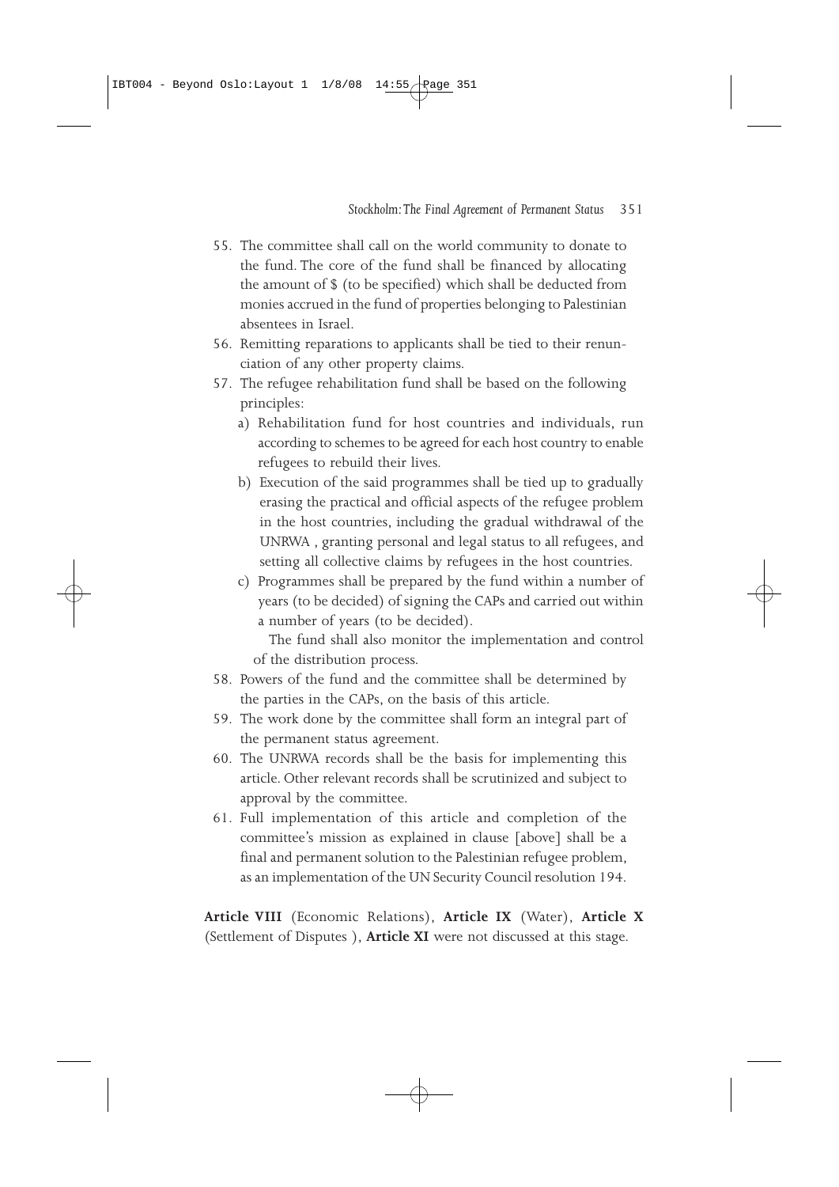55. The committee shall call on the world community to donate to the fund. The core of the fund shall be financed by allocating the amount of $ (to be specified) which shall be deducted from monies accrued in the fund of properties belonging to Palestinian absentees in Israel.
56. Remitting reparations to applicants shall be tied to their renunciation of any other property claims.
57. The refugee rehabilitation fund shall be based on the following principles:
    a) Rehabilitation fund for host countries and individuals, run according to schemes to be agreed for each host country to enable refugees to rebuild their lives.
    b) Execution of the said programmes shall be tied up to gradually erasing the practical and official aspects of the refugee problem in the host countries, including the gradual withdrawal of the UNRWA , granting personal and legal status to all refugees, and setting all collective claims by refugees in the host countries.
    c) Programmes shall be prepared by the fund within a number of years (to be decided) of signing the CAPs and carried out within a number of years (to be decided).

    The fund shall also monitor the implementation and control of the distribution process.
58. Powers of the fund and the committee shall be determined by the parties in the CAPs, on the basis of this article.
59. The work done by the committee shall form an integral part of the permanent status agreement.
60. The UNRWA records shall be the basis for implementing this article. Other relevant records shall be scrutinized and subject to approval by the committee.
61. Full implementation of this article and completion of the committee's mission as explained in clause [above] shall be a final and permanent solution to the Palestinian refugee problem, as an implementation of the UN Security Council resolution 194.

**Article VIII** (Economic Relations), **Article IX** (Water), **Article X** (Settlement of Disputes ), **Article XI** were not discussed at this stage.